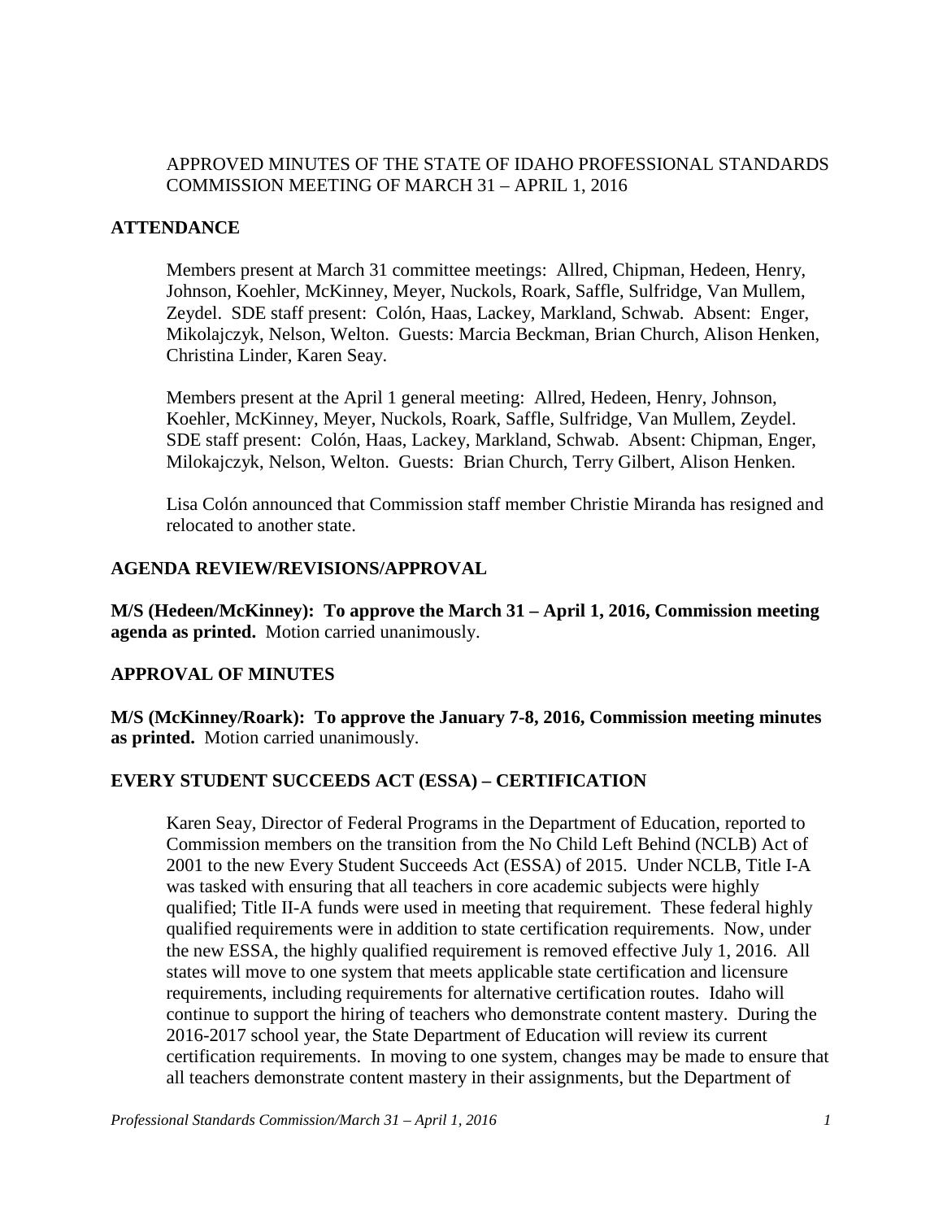APPROVED MINUTES OF THE STATE OF IDAHO PROFESSIONAL STANDARDS COMMISSION MEETING OF MARCH 31 – APRIL 1, 2016

## ATTENDANCE

Members present at March 31 committee meetings: Allred, Chipman, Hedeen, Henry, Johnson, Koehler, McKinney, Meyer, Nuckols, Roark, Saffle, Sulfridge, Van Mullem, Zeydel. SDE staff present: Colón, Haas, Lackey, Markland, Schwab. Absent: Enger, Mikolajczyk, Nelson, Welton. Guests: Marcia Beckman, Brian Church, Alison Henken, Christina Linder, Karen Seay.

Members present at the April 1 general meeting: Allred, Hedeen, Henry, Johnson, Koehler, McKinney, Meyer, Nuckols, Roark, Saffle, Sulfridge, Van Mullem, Zeydel. SDE staff present: Colón, Haas, Lackey, Markland, Schwab. Absent: Chipman, Enger, Milokajczyk, Nelson, Welton. Guests: Brian Church, Terry Gilbert, Alison Henken.

Lisa Colón announced that Commission staff member Christie Miranda has resigned and relocated to another state.

## AGENDA REVIEW/REVISIONS/APPROVAL

**M/S (Hedeen/McKinney): To approve the March 31 – April 1, 2016, Commission meeting agenda as printed.** Motion carried unanimously.

## APPROVAL OF MINUTES

**M/S (McKinney/Roark): To approve the January 7-8, 2016, Commission meeting minutes as printed.** Motion carried unanimously.

## EVERY STUDENT SUCCEEDS ACT (ESSA) – CERTIFICATION

Karen Seay, Director of Federal Programs in the Department of Education, reported to Commission members on the transition from the No Child Left Behind (NCLB) Act of 2001 to the new Every Student Succeeds Act (ESSA) of 2015. Under NCLB, Title I-A was tasked with ensuring that all teachers in core academic subjects were highly qualified; Title II-A funds were used in meeting that requirement. These federal highly qualified requirements were in addition to state certification requirements. Now, under the new ESSA, the highly qualified requirement is removed effective July 1, 2016. All states will move to one system that meets applicable state certification and licensure requirements, including requirements for alternative certification routes. Idaho will continue to support the hiring of teachers who demonstrate content mastery. During the 2016-2017 school year, the State Department of Education will review its current certification requirements. In moving to one system, changes may be made to ensure that all teachers demonstrate content mastery in their assignments, but the Department of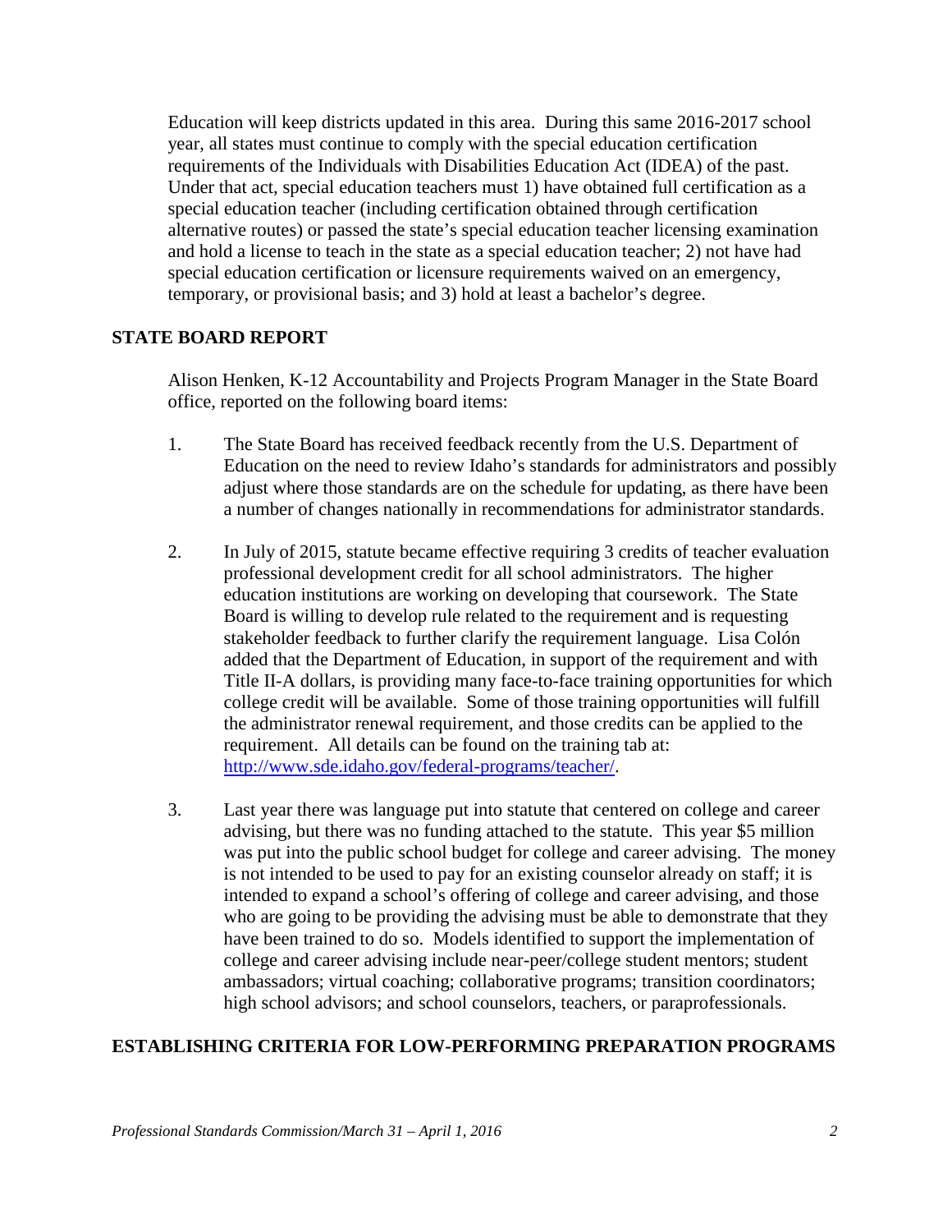Education will keep districts updated in this area. During this same 2016-2017 school year, all states must continue to comply with the special education certification requirements of the Individuals with Disabilities Education Act (IDEA) of the past. Under that act, special education teachers must 1) have obtained full certification as a special education teacher (including certification obtained through certification alternative routes) or passed the state's special education teacher licensing examination and hold a license to teach in the state as a special education teacher; 2) not have had special education certification or licensure requirements waived on an emergency, temporary, or provisional basis; and 3) hold at least a bachelor's degree.

## STATE BOARD REPORT

Alison Henken, K-12 Accountability and Projects Program Manager in the State Board office, reported on the following board items:

1. The State Board has received feedback recently from the U.S. Department of Education on the need to review Idaho's standards for administrators and possibly adjust where those standards are on the schedule for updating, as there have been a number of changes nationally in recommendations for administrator standards.

2. In July of 2015, statute became effective requiring 3 credits of teacher evaluation professional development credit for all school administrators. The higher education institutions are working on developing that coursework. The State Board is willing to develop rule related to the requirement and is requesting stakeholder feedback to further clarify the requirement language. Lisa Colón added that the Department of Education, in support of the requirement and with Title II-A dollars, is providing many face-to-face training opportunities for which college credit will be available. Some of those training opportunities will fulfill the administrator renewal requirement, and those credits can be applied to the requirement. All details can be found on the training tab at: [http://www.sde.idaho.gov/federal-programs/teacher/](http://www.sde.idaho.gov/federal-programs/teacher/).

3. Last year there was language put into statute that centered on college and career advising, but there was no funding attached to the statute. This year $5 million was put into the public school budget for college and career advising. The money is not intended to be used to pay for an existing counselor already on staff; it is intended to expand a school's offering of college and career advising, and those who are going to be providing the advising must be able to demonstrate that they have been trained to do so. Models identified to support the implementation of college and career advising include near-peer/college student mentors; student ambassadors; virtual coaching; collaborative programs; transition coordinators; high school advisors; and school counselors, teachers, or paraprofessionals.

## ESTABLISHING CRITERIA FOR LOW-PERFORMING PREPARATION PROGRAMS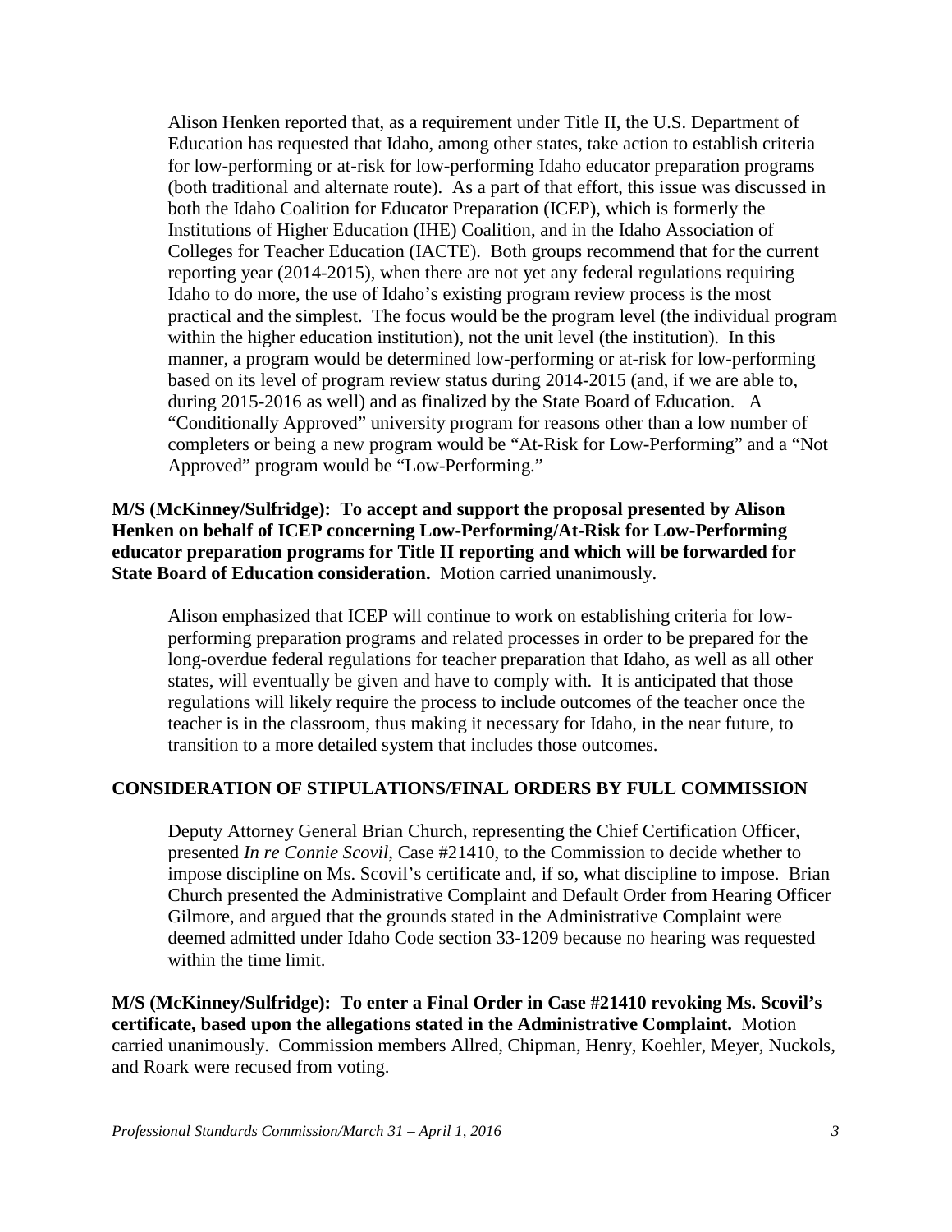Alison Henken reported that, as a requirement under Title II, the U.S. Department of Education has requested that Idaho, among other states, take action to establish criteria for low-performing or at-risk for low-performing Idaho educator preparation programs (both traditional and alternate route). As a part of that effort, this issue was discussed in both the Idaho Coalition for Educator Preparation (ICEP), which is formerly the Institutions of Higher Education (IHE) Coalition, and in the Idaho Association of Colleges for Teacher Education (IACTE). Both groups recommend that for the current reporting year (2014-2015), when there are not yet any federal regulations requiring Idaho to do more, the use of Idaho's existing program review process is the most practical and the simplest. The focus would be the program level (the individual program within the higher education institution), not the unit level (the institution). In this manner, a program would be determined low-performing or at-risk for low-performing based on its level of program review status during 2014-2015 (and, if we are able to, during 2015-2016 as well) and as finalized by the State Board of Education. A "Conditionally Approved" university program for reasons other than a low number of completers or being a new program would be "At-Risk for Low-Performing" and a "Not Approved" program would be "Low-Performing."

**M/S (McKinney/Sulfridge): To accept and support the proposal presented by Alison Henken on behalf of ICEP concerning Low-Performing/At-Risk for Low-Performing educator preparation programs for Title II reporting and which will be forwarded for State Board of Education consideration.** Motion carried unanimously.

Alison emphasized that ICEP will continue to work on establishing criteria for low-performing preparation programs and related processes in order to be prepared for the long-overdue federal regulations for teacher preparation that Idaho, as well as all other states, will eventually be given and have to comply with. It is anticipated that those regulations will likely require the process to include outcomes of the teacher once the teacher is in the classroom, thus making it necessary for Idaho, in the near future, to transition to a more detailed system that includes those outcomes.

## CONSIDERATION OF STIPULATIONS/FINAL ORDERS BY FULL COMMISSION

Deputy Attorney General Brian Church, representing the Chief Certification Officer, presented *In re Connie Scovil*, Case #21410, to the Commission to decide whether to impose discipline on Ms. Scovil's certificate and, if so, what discipline to impose. Brian Church presented the Administrative Complaint and Default Order from Hearing Officer Gilmore, and argued that the grounds stated in the Administrative Complaint were deemed admitted under Idaho Code section 33-1209 because no hearing was requested within the time limit.

**M/S (McKinney/Sulfridge): To enter a Final Order in Case #21410 revoking Ms. Scovil's certificate, based upon the allegations stated in the Administrative Complaint.** Motion carried unanimously. Commission members Allred, Chipman, Henry, Koehler, Meyer, Nuckols, and Roark were recused from voting.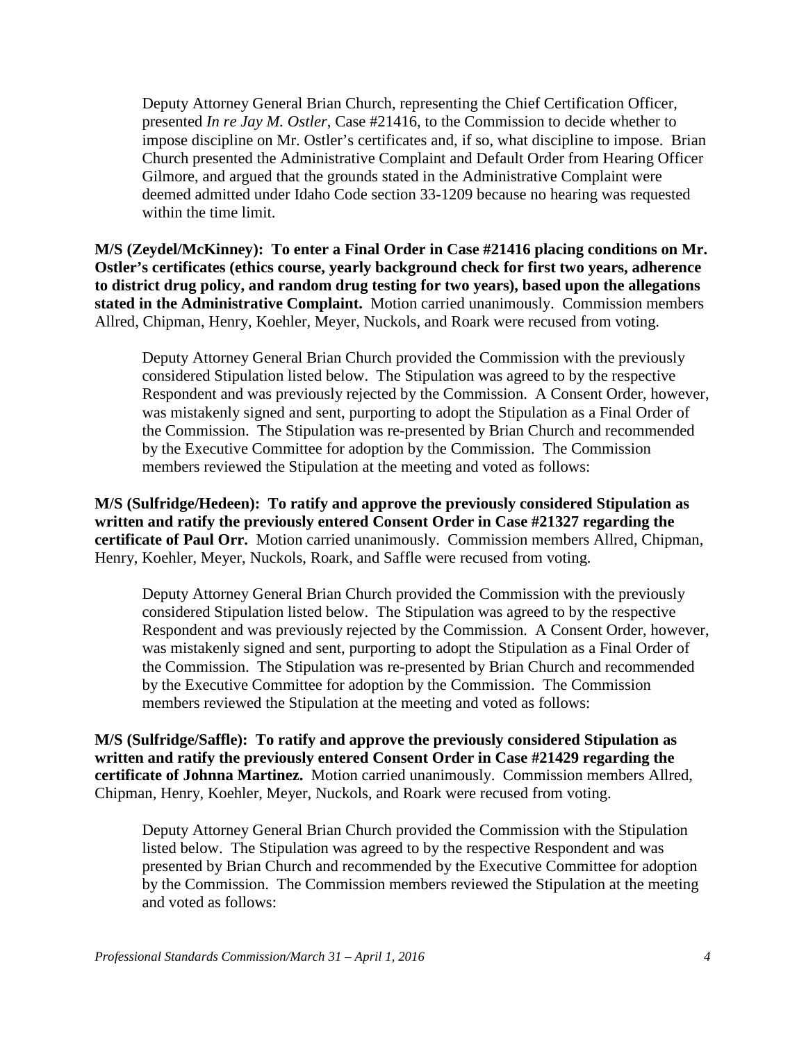Deputy Attorney General Brian Church, representing the Chief Certification Officer, presented *In re Jay M. Ostler*, Case #21416, to the Commission to decide whether to impose discipline on Mr. Ostler's certificates and, if so, what discipline to impose. Brian Church presented the Administrative Complaint and Default Order from Hearing Officer Gilmore, and argued that the grounds stated in the Administrative Complaint were deemed admitted under Idaho Code section 33-1209 because no hearing was requested within the time limit.

**M/S (Zeydel/McKinney): To enter a Final Order in Case #21416 placing conditions on Mr. Ostler's certificates (ethics course, yearly background check for first two years, adherence to district drug policy, and random drug testing for two years), based upon the allegations stated in the Administrative Complaint.** Motion carried unanimously. Commission members Allred, Chipman, Henry, Koehler, Meyer, Nuckols, and Roark were recused from voting.

Deputy Attorney General Brian Church provided the Commission with the previously considered Stipulation listed below. The Stipulation was agreed to by the respective Respondent and was previously rejected by the Commission. A Consent Order, however, was mistakenly signed and sent, purporting to adopt the Stipulation as a Final Order of the Commission. The Stipulation was re-presented by Brian Church and recommended by the Executive Committee for adoption by the Commission. The Commission members reviewed the Stipulation at the meeting and voted as follows:

**M/S (Sulfridge/Hedeen): To ratify and approve the previously considered Stipulation as written and ratify the previously entered Consent Order in Case #21327 regarding the certificate of Paul Orr.** Motion carried unanimously. Commission members Allred, Chipman, Henry, Koehler, Meyer, Nuckols, Roark, and Saffle were recused from voting.

Deputy Attorney General Brian Church provided the Commission with the previously considered Stipulation listed below. The Stipulation was agreed to by the respective Respondent and was previously rejected by the Commission. A Consent Order, however, was mistakenly signed and sent, purporting to adopt the Stipulation as a Final Order of the Commission. The Stipulation was re-presented by Brian Church and recommended by the Executive Committee for adoption by the Commission. The Commission members reviewed the Stipulation at the meeting and voted as follows:

**M/S (Sulfridge/Saffle): To ratify and approve the previously considered Stipulation as written and ratify the previously entered Consent Order in Case #21429 regarding the certificate of Johnna Martinez.** Motion carried unanimously. Commission members Allred, Chipman, Henry, Koehler, Meyer, Nuckols, and Roark were recused from voting.

Deputy Attorney General Brian Church provided the Commission with the Stipulation listed below. The Stipulation was agreed to by the respective Respondent and was presented by Brian Church and recommended by the Executive Committee for adoption by the Commission. The Commission members reviewed the Stipulation at the meeting and voted as follows: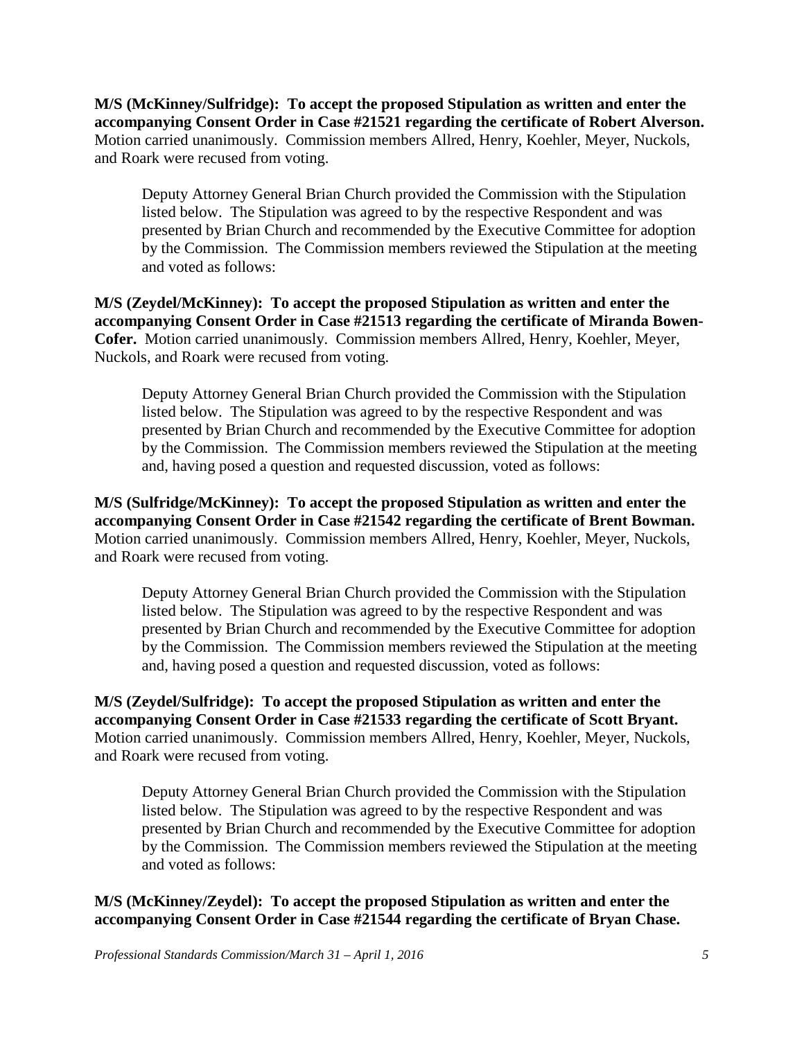**M/S (McKinney/Sulfridge): To accept the proposed Stipulation as written and enter the accompanying Consent Order in Case #21521 regarding the certificate of Robert Alverson.** Motion carried unanimously. Commission members Allred, Henry, Koehler, Meyer, Nuckols, and Roark were recused from voting.

> Deputy Attorney General Brian Church provided the Commission with the Stipulation listed below. The Stipulation was agreed to by the respective Respondent and was presented by Brian Church and recommended by the Executive Committee for adoption by the Commission. The Commission members reviewed the Stipulation at the meeting and voted as follows:

**M/S (Zeydel/McKinney): To accept the proposed Stipulation as written and enter the accompanying Consent Order in Case #21513 regarding the certificate of Miranda Bowen-Cofer.** Motion carried unanimously. Commission members Allred, Henry, Koehler, Meyer, Nuckols, and Roark were recused from voting.

> Deputy Attorney General Brian Church provided the Commission with the Stipulation listed below. The Stipulation was agreed to by the respective Respondent and was presented by Brian Church and recommended by the Executive Committee for adoption by the Commission. The Commission members reviewed the Stipulation at the meeting and, having posed a question and requested discussion, voted as follows:

**M/S (Sulfridge/McKinney): To accept the proposed Stipulation as written and enter the accompanying Consent Order in Case #21542 regarding the certificate of Brent Bowman.** Motion carried unanimously. Commission members Allred, Henry, Koehler, Meyer, Nuckols, and Roark were recused from voting.

> Deputy Attorney General Brian Church provided the Commission with the Stipulation listed below. The Stipulation was agreed to by the respective Respondent and was presented by Brian Church and recommended by the Executive Committee for adoption by the Commission. The Commission members reviewed the Stipulation at the meeting and, having posed a question and requested discussion, voted as follows:

**M/S (Zeydel/Sulfridge): To accept the proposed Stipulation as written and enter the accompanying Consent Order in Case #21533 regarding the certificate of Scott Bryant.** Motion carried unanimously. Commission members Allred, Henry, Koehler, Meyer, Nuckols, and Roark were recused from voting.

> Deputy Attorney General Brian Church provided the Commission with the Stipulation listed below. The Stipulation was agreed to by the respective Respondent and was presented by Brian Church and recommended by the Executive Committee for adoption by the Commission. The Commission members reviewed the Stipulation at the meeting and voted as follows:

**M/S (McKinney/Zeydel): To accept the proposed Stipulation as written and enter the accompanying Consent Order in Case #21544 regarding the certificate of Bryan Chase.**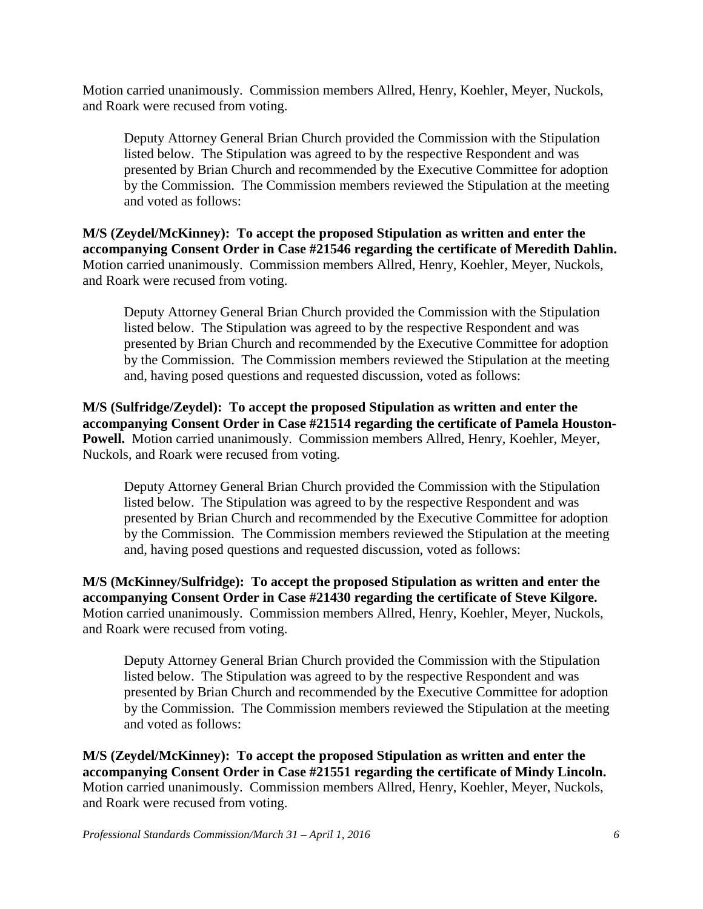Motion carried unanimously. Commission members Allred, Henry, Koehler, Meyer, Nuckols, and Roark were recused from voting.

> Deputy Attorney General Brian Church provided the Commission with the Stipulation listed below. The Stipulation was agreed to by the respective Respondent and was presented by Brian Church and recommended by the Executive Committee for adoption by the Commission. The Commission members reviewed the Stipulation at the meeting and voted as follows:

**M/S (Zeydel/McKinney): To accept the proposed Stipulation as written and enter the accompanying Consent Order in Case #21546 regarding the certificate of Meredith Dahlin.** Motion carried unanimously. Commission members Allred, Henry, Koehler, Meyer, Nuckols, and Roark were recused from voting.

> Deputy Attorney General Brian Church provided the Commission with the Stipulation listed below. The Stipulation was agreed to by the respective Respondent and was presented by Brian Church and recommended by the Executive Committee for adoption by the Commission. The Commission members reviewed the Stipulation at the meeting and, having posed questions and requested discussion, voted as follows:

**M/S (Sulfridge/Zeydel): To accept the proposed Stipulation as written and enter the accompanying Consent Order in Case #21514 regarding the certificate of Pamela Houston-Powell.** Motion carried unanimously. Commission members Allred, Henry, Koehler, Meyer, Nuckols, and Roark were recused from voting.

> Deputy Attorney General Brian Church provided the Commission with the Stipulation listed below. The Stipulation was agreed to by the respective Respondent and was presented by Brian Church and recommended by the Executive Committee for adoption by the Commission. The Commission members reviewed the Stipulation at the meeting and, having posed questions and requested discussion, voted as follows:

**M/S (McKinney/Sulfridge): To accept the proposed Stipulation as written and enter the accompanying Consent Order in Case #21430 regarding the certificate of Steve Kilgore.** Motion carried unanimously. Commission members Allred, Henry, Koehler, Meyer, Nuckols, and Roark were recused from voting.

> Deputy Attorney General Brian Church provided the Commission with the Stipulation listed below. The Stipulation was agreed to by the respective Respondent and was presented by Brian Church and recommended by the Executive Committee for adoption by the Commission. The Commission members reviewed the Stipulation at the meeting and voted as follows:

**M/S (Zeydel/McKinney): To accept the proposed Stipulation as written and enter the accompanying Consent Order in Case #21551 regarding the certificate of Mindy Lincoln.** Motion carried unanimously. Commission members Allred, Henry, Koehler, Meyer, Nuckols, and Roark were recused from voting.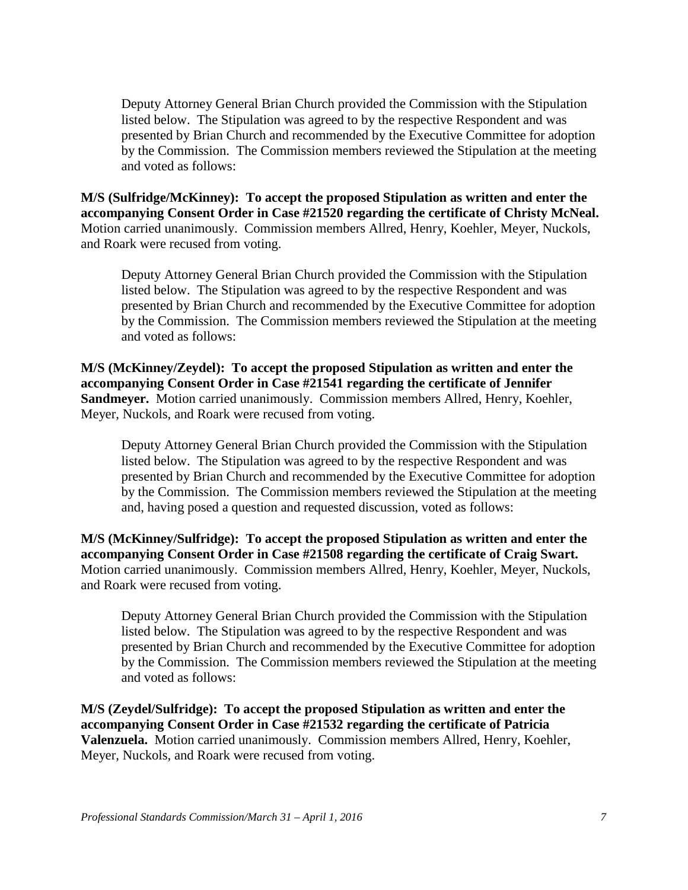Deputy Attorney General Brian Church provided the Commission with the Stipulation listed below. The Stipulation was agreed to by the respective Respondent and was presented by Brian Church and recommended by the Executive Committee for adoption by the Commission. The Commission members reviewed the Stipulation at the meeting and voted as follows:

**M/S (Sulfridge/McKinney): To accept the proposed Stipulation as written and enter the accompanying Consent Order in Case #21520 regarding the certificate of Christy McNeal.** Motion carried unanimously. Commission members Allred, Henry, Koehler, Meyer, Nuckols, and Roark were recused from voting.

Deputy Attorney General Brian Church provided the Commission with the Stipulation listed below. The Stipulation was agreed to by the respective Respondent and was presented by Brian Church and recommended by the Executive Committee for adoption by the Commission. The Commission members reviewed the Stipulation at the meeting and voted as follows:

**M/S (McKinney/Zeydel): To accept the proposed Stipulation as written and enter the accompanying Consent Order in Case #21541 regarding the certificate of Jennifer Sandmeyer.** Motion carried unanimously. Commission members Allred, Henry, Koehler, Meyer, Nuckols, and Roark were recused from voting.

Deputy Attorney General Brian Church provided the Commission with the Stipulation listed below. The Stipulation was agreed to by the respective Respondent and was presented by Brian Church and recommended by the Executive Committee for adoption by the Commission. The Commission members reviewed the Stipulation at the meeting and, having posed a question and requested discussion, voted as follows:

**M/S (McKinney/Sulfridge): To accept the proposed Stipulation as written and enter the accompanying Consent Order in Case #21508 regarding the certificate of Craig Swart.** Motion carried unanimously. Commission members Allred, Henry, Koehler, Meyer, Nuckols, and Roark were recused from voting.

Deputy Attorney General Brian Church provided the Commission with the Stipulation listed below. The Stipulation was agreed to by the respective Respondent and was presented by Brian Church and recommended by the Executive Committee for adoption by the Commission. The Commission members reviewed the Stipulation at the meeting and voted as follows:

**M/S (Zeydel/Sulfridge): To accept the proposed Stipulation as written and enter the accompanying Consent Order in Case #21532 regarding the certificate of Patricia Valenzuela.** Motion carried unanimously. Commission members Allred, Henry, Koehler, Meyer, Nuckols, and Roark were recused from voting.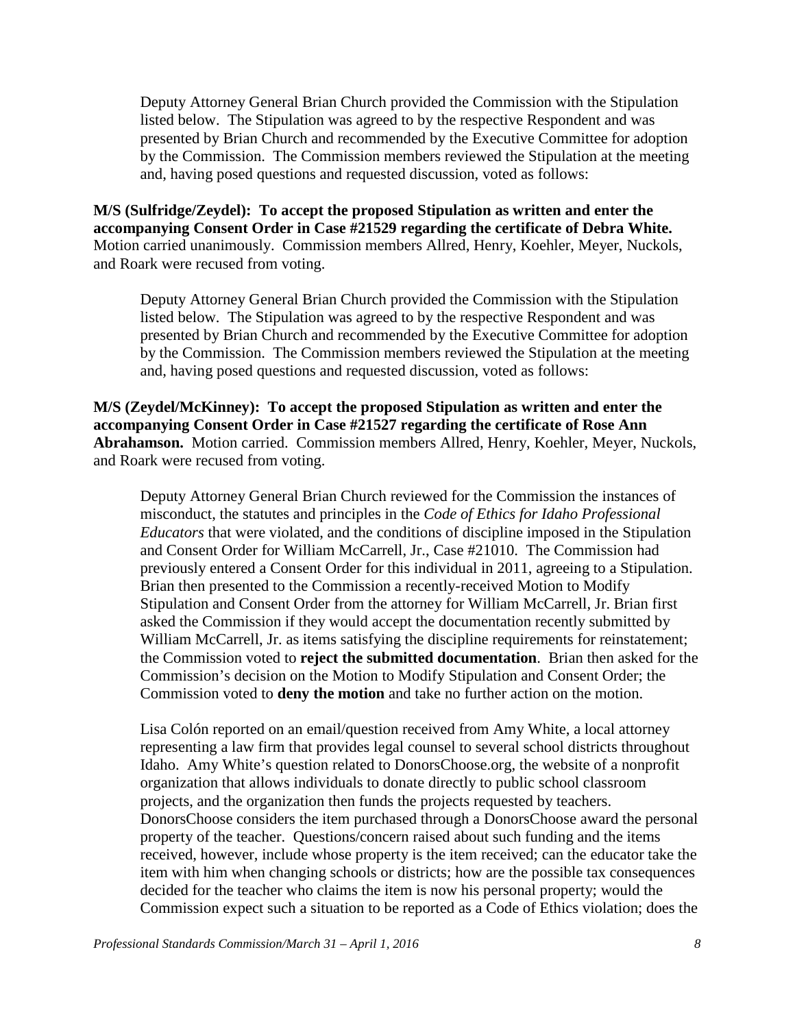Deputy Attorney General Brian Church provided the Commission with the Stipulation listed below. The Stipulation was agreed to by the respective Respondent and was presented by Brian Church and recommended by the Executive Committee for adoption by the Commission. The Commission members reviewed the Stipulation at the meeting and, having posed questions and requested discussion, voted as follows:

**M/S (Sulfridge/Zeydel): To accept the proposed Stipulation as written and enter the accompanying Consent Order in Case #21529 regarding the certificate of Debra White.** Motion carried unanimously. Commission members Allred, Henry, Koehler, Meyer, Nuckols, and Roark were recused from voting.

Deputy Attorney General Brian Church provided the Commission with the Stipulation listed below. The Stipulation was agreed to by the respective Respondent and was presented by Brian Church and recommended by the Executive Committee for adoption by the Commission. The Commission members reviewed the Stipulation at the meeting and, having posed questions and requested discussion, voted as follows:

**M/S (Zeydel/McKinney): To accept the proposed Stipulation as written and enter the accompanying Consent Order in Case #21527 regarding the certificate of Rose Ann Abrahamson.** Motion carried. Commission members Allred, Henry, Koehler, Meyer, Nuckols, and Roark were recused from voting.

Deputy Attorney General Brian Church reviewed for the Commission the instances of misconduct, the statutes and principles in the *Code of Ethics for Idaho Professional Educators* that were violated, and the conditions of discipline imposed in the Stipulation and Consent Order for William McCarrell, Jr., Case #21010. The Commission had previously entered a Consent Order for this individual in 2011, agreeing to a Stipulation. Brian then presented to the Commission a recently-received Motion to Modify Stipulation and Consent Order from the attorney for William McCarrell, Jr. Brian first asked the Commission if they would accept the documentation recently submitted by William McCarrell, Jr. as items satisfying the discipline requirements for reinstatement; the Commission voted to **reject the submitted documentation**. Brian then asked for the Commission's decision on the Motion to Modify Stipulation and Consent Order; the Commission voted to **deny the motion** and take no further action on the motion.

Lisa Colón reported on an email/question received from Amy White, a local attorney representing a law firm that provides legal counsel to several school districts throughout Idaho. Amy White's question related to DonorsChoose.org, the website of a nonprofit organization that allows individuals to donate directly to public school classroom projects, and the organization then funds the projects requested by teachers. DonorsChoose considers the item purchased through a DonorsChoose award the personal property of the teacher. Questions/concern raised about such funding and the items received, however, include whose property is the item received; can the educator take the item with him when changing schools or districts; how are the possible tax consequences decided for the teacher who claims the item is now his personal property; would the Commission expect such a situation to be reported as a Code of Ethics violation; does the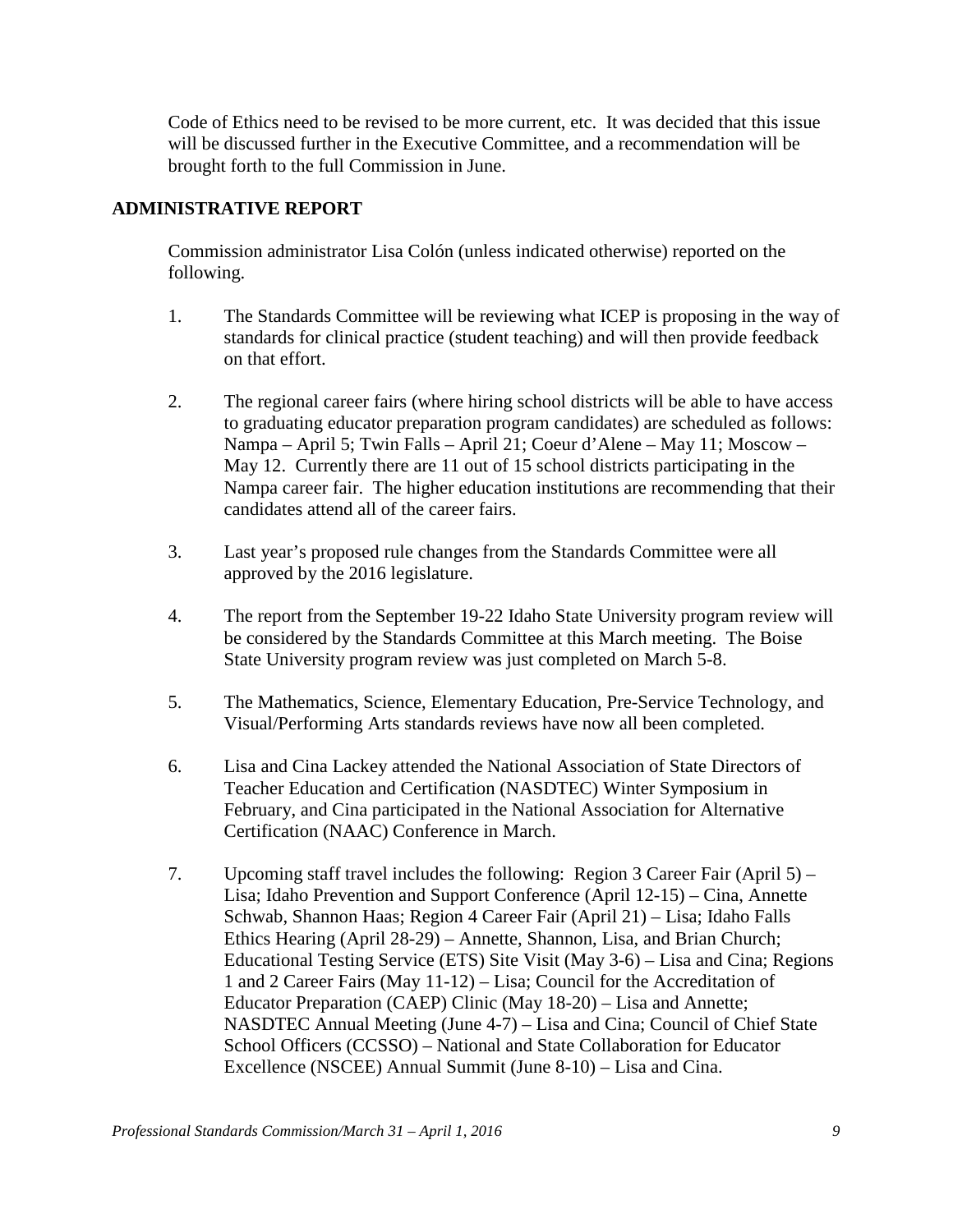Code of Ethics need to be revised to be more current, etc. It was decided that this issue will be discussed further in the Executive Committee, and a recommendation will be brought forth to the full Commission in June.

## ADMINISTRATIVE REPORT

Commission administrator Lisa Colón (unless indicated otherwise) reported on the following.

1. The Standards Committee will be reviewing what ICEP is proposing in the way of standards for clinical practice (student teaching) and will then provide feedback on that effort.

2. The regional career fairs (where hiring school districts will be able to have access to graduating educator preparation program candidates) are scheduled as follows: Nampa – April 5; Twin Falls – April 21; Coeur d'Alene – May 11; Moscow – May 12. Currently there are 11 out of 15 school districts participating in the Nampa career fair. The higher education institutions are recommending that their candidates attend all of the career fairs.

3. Last year's proposed rule changes from the Standards Committee were all approved by the 2016 legislature.

4. The report from the September 19-22 Idaho State University program review will be considered by the Standards Committee at this March meeting. The Boise State University program review was just completed on March 5-8.

5. The Mathematics, Science, Elementary Education, Pre-Service Technology, and Visual/Performing Arts standards reviews have now all been completed.

6. Lisa and Cina Lackey attended the National Association of State Directors of Teacher Education and Certification (NASDTEC) Winter Symposium in February, and Cina participated in the National Association for Alternative Certification (NAAC) Conference in March.

7. Upcoming staff travel includes the following: Region 3 Career Fair (April 5) – Lisa; Idaho Prevention and Support Conference (April 12-15) – Cina, Annette Schwab, Shannon Haas; Region 4 Career Fair (April 21) – Lisa; Idaho Falls Ethics Hearing (April 28-29) – Annette, Shannon, Lisa, and Brian Church; Educational Testing Service (ETS) Site Visit (May 3-6) – Lisa and Cina; Regions 1 and 2 Career Fairs (May 11-12) – Lisa; Council for the Accreditation of Educator Preparation (CAEP) Clinic (May 18-20) – Lisa and Annette; NASDTEC Annual Meeting (June 4-7) – Lisa and Cina; Council of Chief State School Officers (CCSSO) – National and State Collaboration for Educator Excellence (NSCEE) Annual Summit (June 8-10) – Lisa and Cina.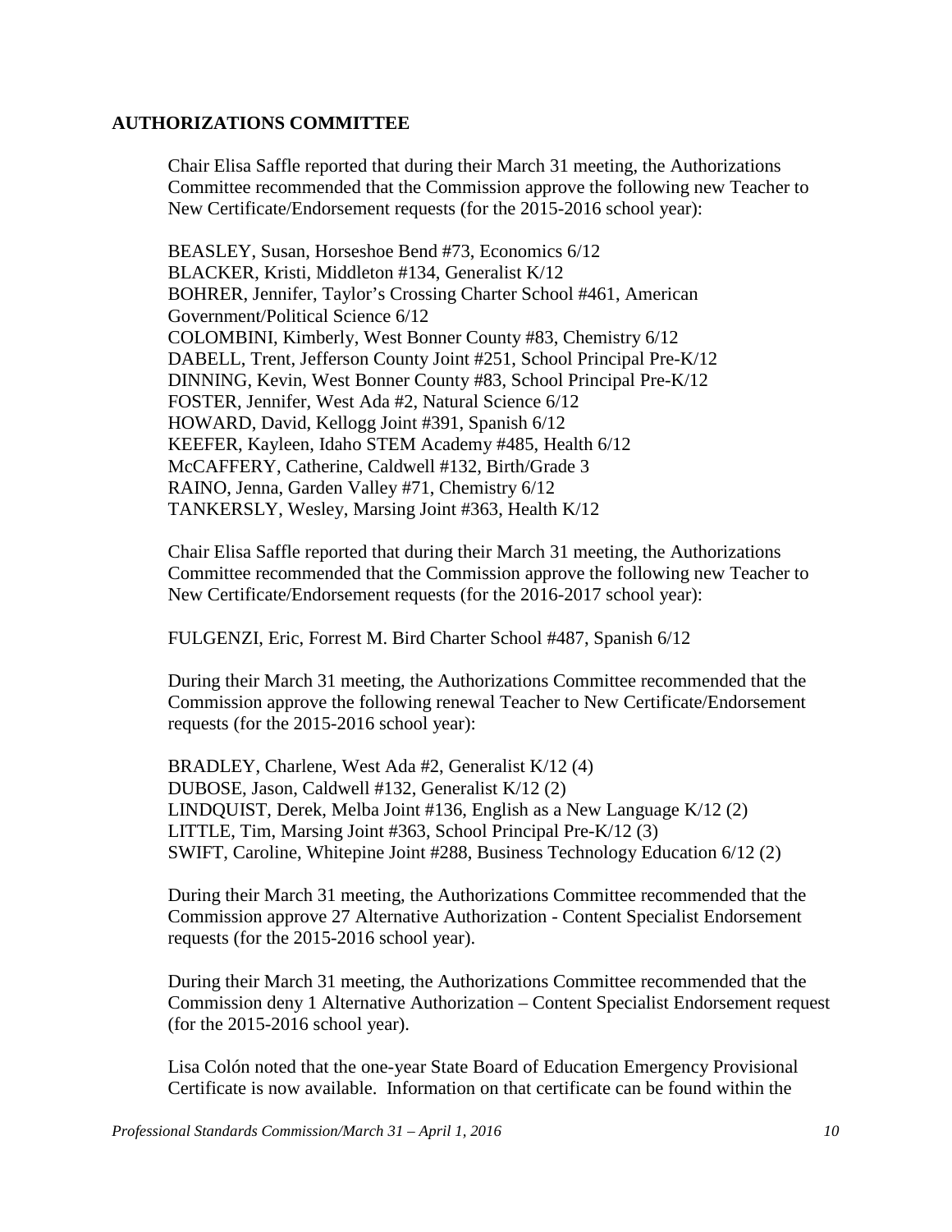## AUTHORIZATIONS COMMITTEE

Chair Elisa Saffle reported that during their March 31 meeting, the Authorizations Committee recommended that the Commission approve the following new Teacher to New Certificate/Endorsement requests (for the 2015-2016 school year):

BEASLEY, Susan, Horseshoe Bend #73, Economics 6/12
BLACKER, Kristi, Middleton #134, Generalist K/12
BOHRER, Jennifer, Taylor's Crossing Charter School #461, American Government/Political Science 6/12
COLOMBINI, Kimberly, West Bonner County #83, Chemistry 6/12
DABELL, Trent, Jefferson County Joint #251, School Principal Pre-K/12
DINNING, Kevin, West Bonner County #83, School Principal Pre-K/12
FOSTER, Jennifer, West Ada #2, Natural Science 6/12
HOWARD, David, Kellogg Joint #391, Spanish 6/12
KEEFER, Kayleen, Idaho STEM Academy #485, Health 6/12
McCAFFERY, Catherine, Caldwell #132, Birth/Grade 3
RAINO, Jenna, Garden Valley #71, Chemistry 6/12
TANKERSLY, Wesley, Marsing Joint #363, Health K/12

Chair Elisa Saffle reported that during their March 31 meeting, the Authorizations Committee recommended that the Commission approve the following new Teacher to New Certificate/Endorsement requests (for the 2016-2017 school year):

FULGENZI, Eric, Forrest M. Bird Charter School #487, Spanish 6/12

During their March 31 meeting, the Authorizations Committee recommended that the Commission approve the following renewal Teacher to New Certificate/Endorsement requests (for the 2015-2016 school year):

BRADLEY, Charlene, West Ada #2, Generalist K/12 (4)
DUBOSE, Jason, Caldwell #132, Generalist K/12 (2)
LINDQUIST, Derek, Melba Joint #136, English as a New Language K/12 (2)
LITTLE, Tim, Marsing Joint #363, School Principal Pre-K/12 (3)
SWIFT, Caroline, Whitepine Joint #288, Business Technology Education 6/12 (2)

During their March 31 meeting, the Authorizations Committee recommended that the Commission approve 27 Alternative Authorization - Content Specialist Endorsement requests (for the 2015-2016 school year).

During their March 31 meeting, the Authorizations Committee recommended that the Commission deny 1 Alternative Authorization – Content Specialist Endorsement request (for the 2015-2016 school year).

Lisa Colón noted that the one-year State Board of Education Emergency Provisional Certificate is now available. Information on that certificate can be found within the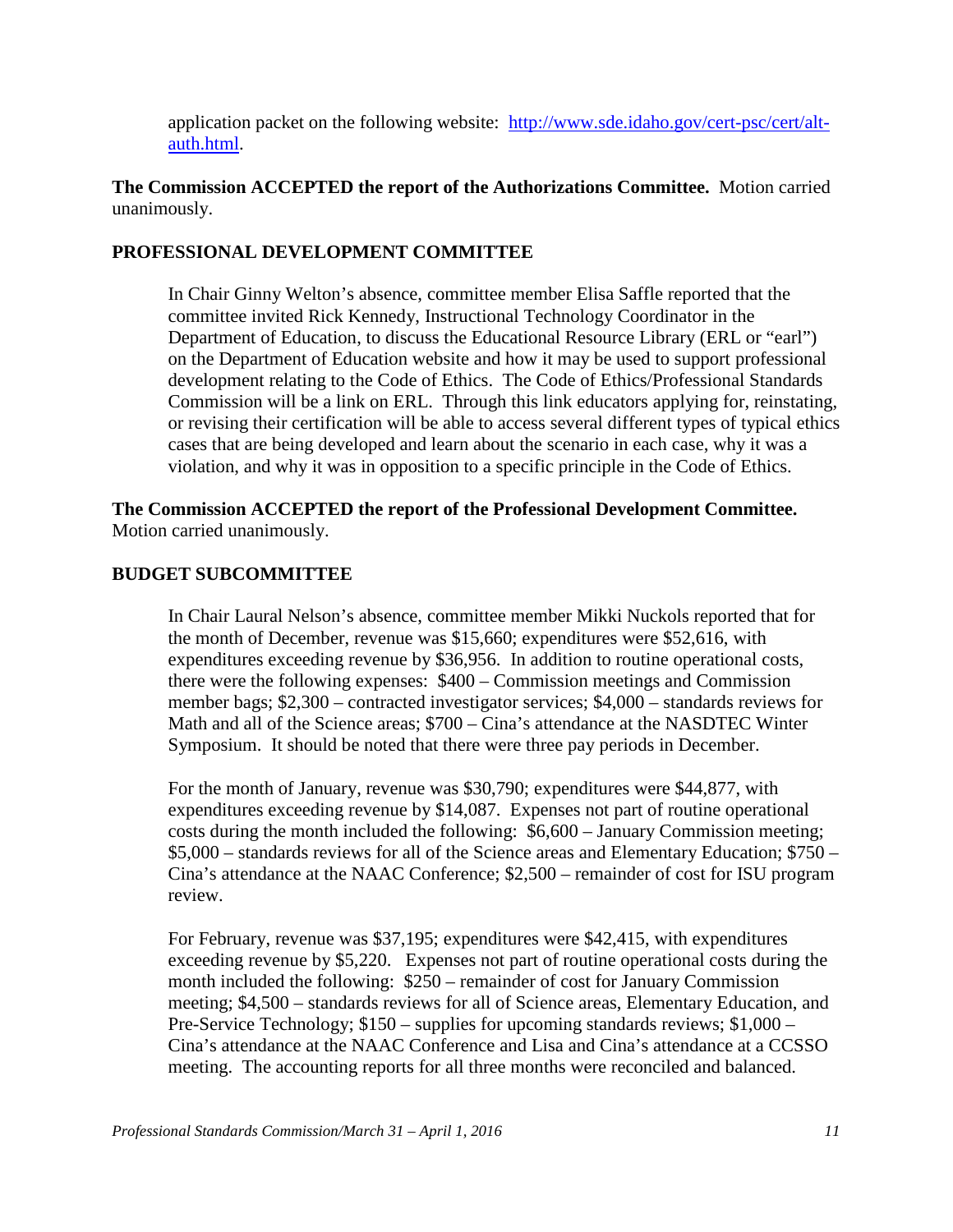application packet on the following website: [http://www.sde.idaho.gov/cert-psc/cert/alt-auth.html](http://www.sde.idaho.gov/cert-psc/cert/alt-auth.html).

**The Commission ACCEPTED the report of the Authorizations Committee.** Motion carried unanimously.

## PROFESSIONAL DEVELOPMENT COMMITTEE

In Chair Ginny Welton's absence, committee member Elisa Saffle reported that the committee invited Rick Kennedy, Instructional Technology Coordinator in the Department of Education, to discuss the Educational Resource Library (ERL or "earl") on the Department of Education website and how it may be used to support professional development relating to the Code of Ethics. The Code of Ethics/Professional Standards Commission will be a link on ERL. Through this link educators applying for, reinstating, or revising their certification will be able to access several different types of typical ethics cases that are being developed and learn about the scenario in each case, why it was a violation, and why it was in opposition to a specific principle in the Code of Ethics.

**The Commission ACCEPTED the report of the Professional Development Committee.** Motion carried unanimously.

## BUDGET SUBCOMMITTEE

In Chair Laural Nelson's absence, committee member Mikki Nuckols reported that for the month of December, revenue was $15,660; expenditures were $52,616, with expenditures exceeding revenue by $36,956. In addition to routine operational costs, there were the following expenses: $400 – Commission meetings and Commission member bags; $2,300 – contracted investigator services; $4,000 – standards reviews for Math and all of the Science areas; $700 – Cina's attendance at the NASDTEC Winter Symposium. It should be noted that there were three pay periods in December.

For the month of January, revenue was $30,790; expenditures were $44,877, with expenditures exceeding revenue by $14,087. Expenses not part of routine operational costs during the month included the following: $6,600 – January Commission meeting; $5,000 – standards reviews for all of the Science areas and Elementary Education; $750 – Cina's attendance at the NAAC Conference; $2,500 – remainder of cost for ISU program review.

For February, revenue was $37,195; expenditures were $42,415, with expenditures exceeding revenue by $5,220. Expenses not part of routine operational costs during the month included the following: $250 – remainder of cost for January Commission meeting; $4,500 – standards reviews for all of Science areas, Elementary Education, and Pre-Service Technology; $150 – supplies for upcoming standards reviews; $1,000 – Cina's attendance at the NAAC Conference and Lisa and Cina's attendance at a CCSSO meeting. The accounting reports for all three months were reconciled and balanced.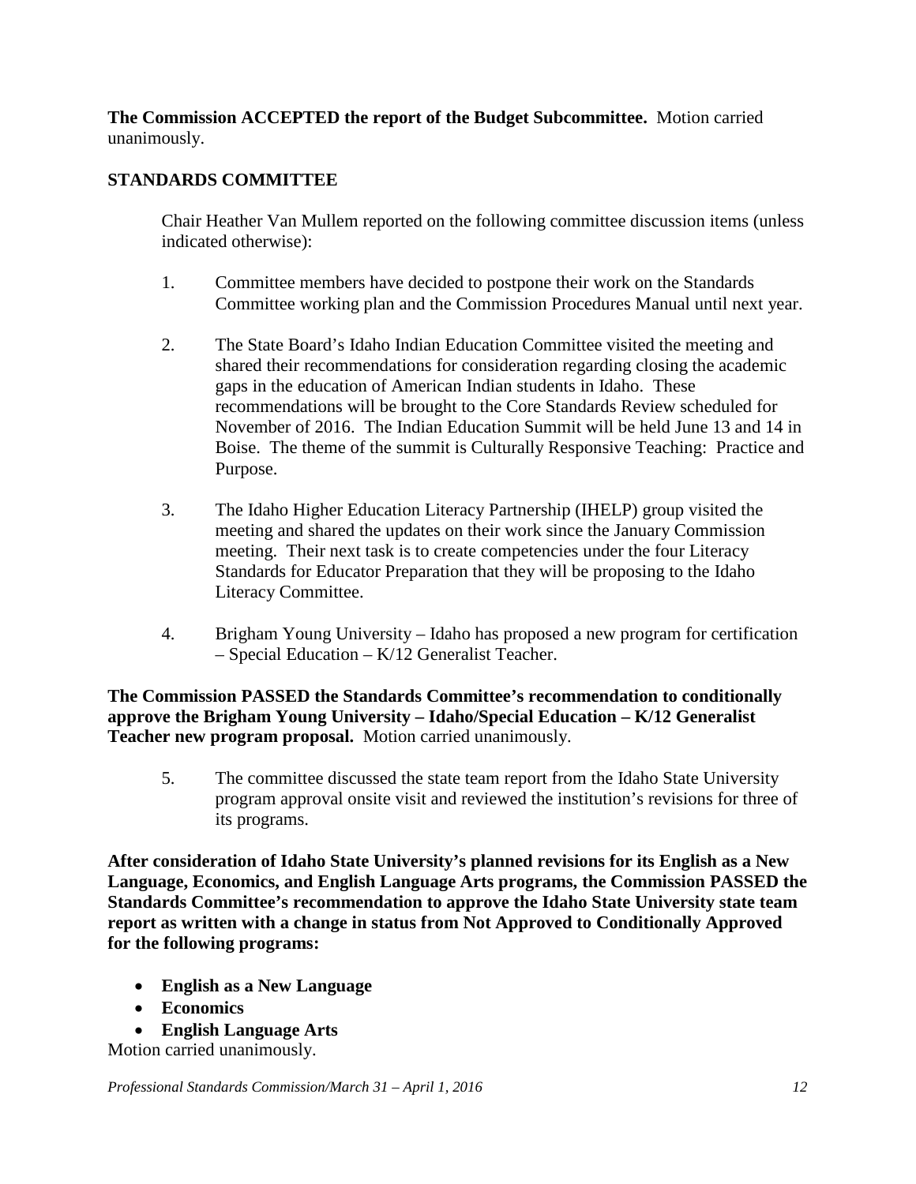**The Commission ACCEPTED the report of the Budget Subcommittee.** Motion carried unanimously.

## STANDARDS COMMITTEE

Chair Heather Van Mullem reported on the following committee discussion items (unless indicated otherwise):

1. Committee members have decided to postpone their work on the Standards Committee working plan and the Commission Procedures Manual until next year.

2. The State Board's Idaho Indian Education Committee visited the meeting and shared their recommendations for consideration regarding closing the academic gaps in the education of American Indian students in Idaho. These recommendations will be brought to the Core Standards Review scheduled for November of 2016. The Indian Education Summit will be held June 13 and 14 in Boise. The theme of the summit is Culturally Responsive Teaching: Practice and Purpose.

3. The Idaho Higher Education Literacy Partnership (IHELP) group visited the meeting and shared the updates on their work since the January Commission meeting. Their next task is to create competencies under the four Literacy Standards for Educator Preparation that they will be proposing to the Idaho Literacy Committee.

4. Brigham Young University – Idaho has proposed a new program for certification – Special Education – K/12 Generalist Teacher.

**The Commission PASSED the Standards Committee's recommendation to conditionally approve the Brigham Young University – Idaho/Special Education – K/12 Generalist Teacher new program proposal.** Motion carried unanimously.

5. The committee discussed the state team report from the Idaho State University program approval onsite visit and reviewed the institution's revisions for three of its programs.

**After consideration of Idaho State University's planned revisions for its English as a New Language, Economics, and English Language Arts programs, the Commission PASSED the Standards Committee's recommendation to approve the Idaho State University state team report as written with a change in status from Not Approved to Conditionally Approved for the following programs:**

- **English as a New Language**
- **Economics**
- **English Language Arts**

Motion carried unanimously.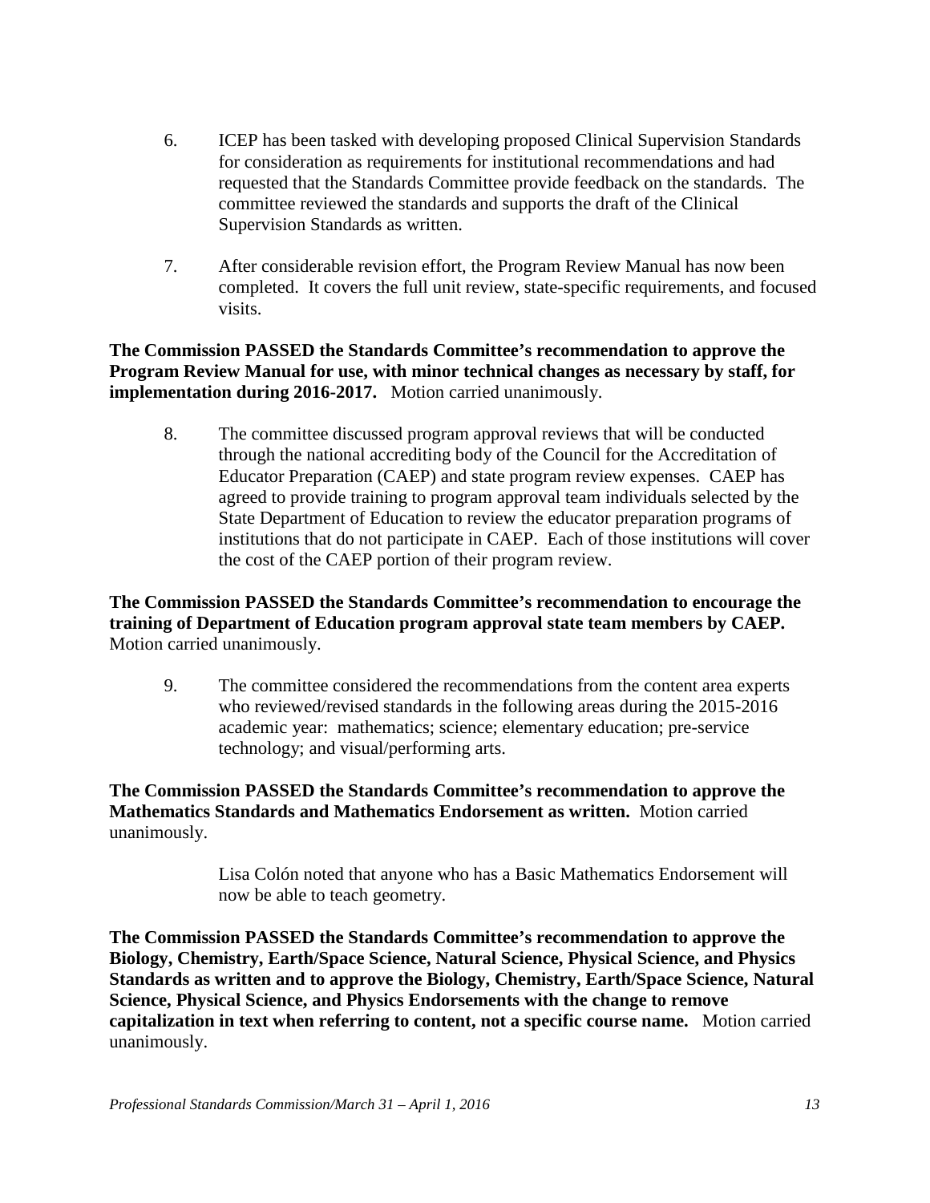6. ICEP has been tasked with developing proposed Clinical Supervision Standards for consideration as requirements for institutional recommendations and had requested that the Standards Committee provide feedback on the standards. The committee reviewed the standards and supports the draft of the Clinical Supervision Standards as written.

7. After considerable revision effort, the Program Review Manual has now been completed. It covers the full unit review, state-specific requirements, and focused visits.

**The Commission PASSED the Standards Committee's recommendation to approve the Program Review Manual for use, with minor technical changes as necessary by staff, for implementation during 2016-2017.** Motion carried unanimously.

8. The committee discussed program approval reviews that will be conducted through the national accrediting body of the Council for the Accreditation of Educator Preparation (CAEP) and state program review expenses. CAEP has agreed to provide training to program approval team individuals selected by the State Department of Education to review the educator preparation programs of institutions that do not participate in CAEP. Each of those institutions will cover the cost of the CAEP portion of their program review.

**The Commission PASSED the Standards Committee's recommendation to encourage the training of Department of Education program approval state team members by CAEP.** Motion carried unanimously.

9. The committee considered the recommendations from the content area experts who reviewed/revised standards in the following areas during the 2015-2016 academic year: mathematics; science; elementary education; pre-service technology; and visual/performing arts.

**The Commission PASSED the Standards Committee's recommendation to approve the Mathematics Standards and Mathematics Endorsement as written.** Motion carried unanimously.

Lisa Colón noted that anyone who has a Basic Mathematics Endorsement will now be able to teach geometry.

**The Commission PASSED the Standards Committee's recommendation to approve the Biology, Chemistry, Earth/Space Science, Natural Science, Physical Science, and Physics Standards as written and to approve the Biology, Chemistry, Earth/Space Science, Natural Science, Physical Science, and Physics Endorsements with the change to remove capitalization in text when referring to content, not a specific course name.** Motion carried unanimously.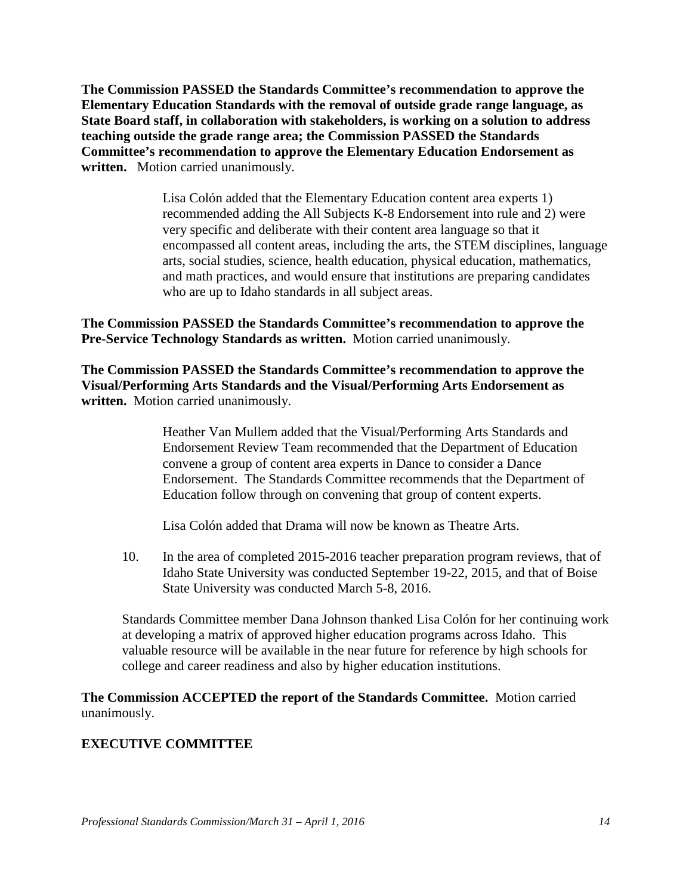**The Commission PASSED the Standards Committee's recommendation to approve the Elementary Education Standards with the removal of outside grade range language, as State Board staff, in collaboration with stakeholders, is working on a solution to address teaching outside the grade range area; the Commission PASSED the Standards Committee's recommendation to approve the Elementary Education Endorsement as written.** Motion carried unanimously.

> Lisa Colón added that the Elementary Education content area experts 1) recommended adding the All Subjects K-8 Endorsement into rule and 2) were very specific and deliberate with their content area language so that it encompassed all content areas, including the arts, the STEM disciplines, language arts, social studies, science, health education, physical education, mathematics, and math practices, and would ensure that institutions are preparing candidates who are up to Idaho standards in all subject areas.

**The Commission PASSED the Standards Committee's recommendation to approve the Pre-Service Technology Standards as written.** Motion carried unanimously.

**The Commission PASSED the Standards Committee's recommendation to approve the Visual/Performing Arts Standards and the Visual/Performing Arts Endorsement as written.** Motion carried unanimously.

> Heather Van Mullem added that the Visual/Performing Arts Standards and Endorsement Review Team recommended that the Department of Education convene a group of content area experts in Dance to consider a Dance Endorsement. The Standards Committee recommends that the Department of Education follow through on convening that group of content experts.
>
> Lisa Colón added that Drama will now be known as Theatre Arts.

10. In the area of completed 2015-2016 teacher preparation program reviews, that of Idaho State University was conducted September 19-22, 2015, and that of Boise State University was conducted March 5-8, 2016.

Standards Committee member Dana Johnson thanked Lisa Colón for her continuing work at developing a matrix of approved higher education programs across Idaho. This valuable resource will be available in the near future for reference by high schools for college and career readiness and also by higher education institutions.

**The Commission ACCEPTED the report of the Standards Committee.** Motion carried unanimously.

## EXECUTIVE COMMITTEE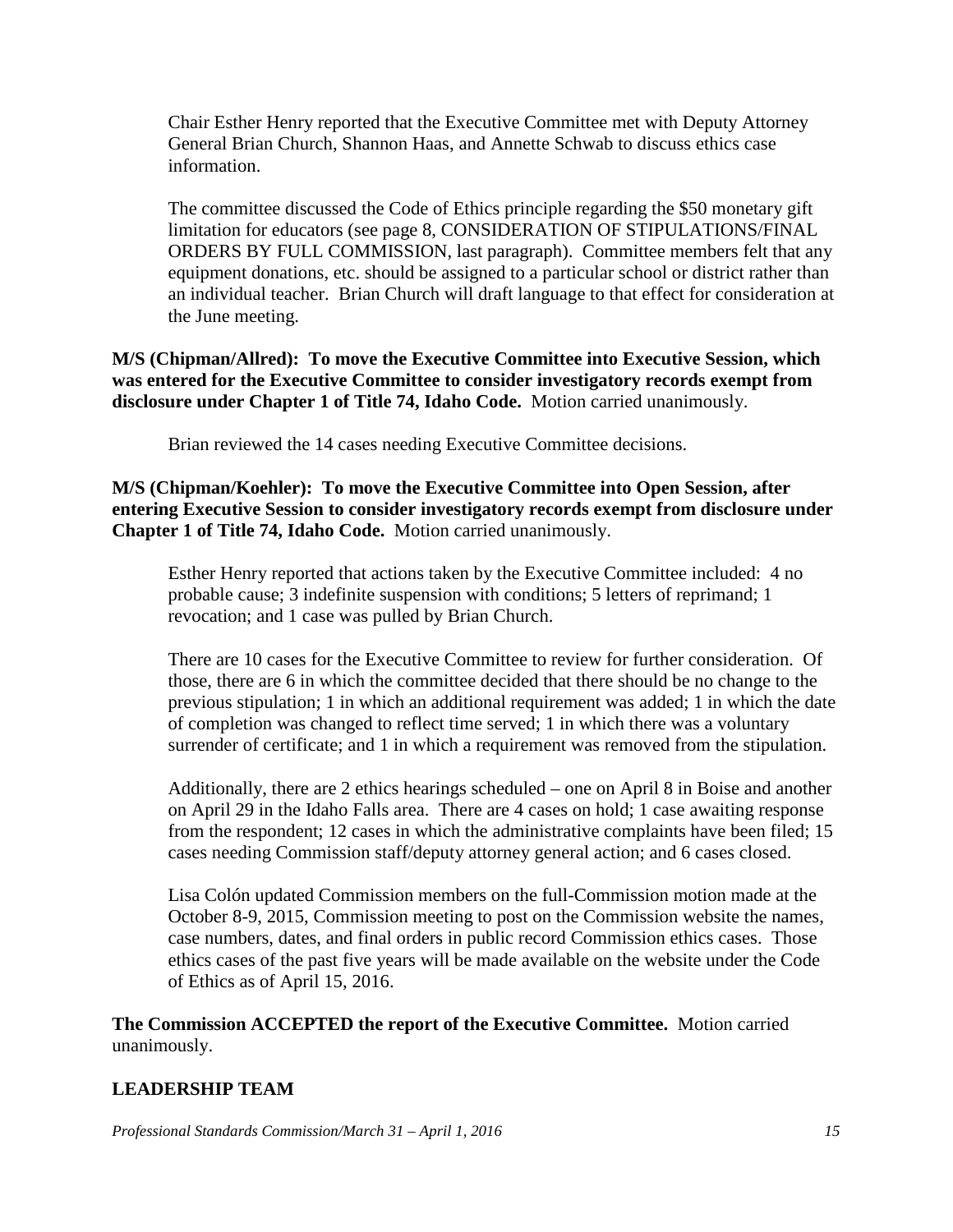Chair Esther Henry reported that the Executive Committee met with Deputy Attorney General Brian Church, Shannon Haas, and Annette Schwab to discuss ethics case information.

The committee discussed the Code of Ethics principle regarding the $50 monetary gift limitation for educators (see page 8, CONSIDERATION OF STIPULATIONS/FINAL ORDERS BY FULL COMMISSION, last paragraph). Committee members felt that any equipment donations, etc. should be assigned to a particular school or district rather than an individual teacher. Brian Church will draft language to that effect for consideration at the June meeting.

**M/S (Chipman/Allred): To move the Executive Committee into Executive Session, which was entered for the Executive Committee to consider investigatory records exempt from disclosure under Chapter 1 of Title 74, Idaho Code.** Motion carried unanimously.

Brian reviewed the 14 cases needing Executive Committee decisions.

**M/S (Chipman/Koehler): To move the Executive Committee into Open Session, after entering Executive Session to consider investigatory records exempt from disclosure under Chapter 1 of Title 74, Idaho Code.** Motion carried unanimously.

Esther Henry reported that actions taken by the Executive Committee included: 4 no probable cause; 3 indefinite suspension with conditions; 5 letters of reprimand; 1 revocation; and 1 case was pulled by Brian Church.

There are 10 cases for the Executive Committee to review for further consideration. Of those, there are 6 in which the committee decided that there should be no change to the previous stipulation; 1 in which an additional requirement was added; 1 in which the date of completion was changed to reflect time served; 1 in which there was a voluntary surrender of certificate; and 1 in which a requirement was removed from the stipulation.

Additionally, there are 2 ethics hearings scheduled – one on April 8 in Boise and another on April 29 in the Idaho Falls area. There are 4 cases on hold; 1 case awaiting response from the respondent; 12 cases in which the administrative complaints have been filed; 15 cases needing Commission staff/deputy attorney general action; and 6 cases closed.

Lisa Colón updated Commission members on the full-Commission motion made at the October 8-9, 2015, Commission meeting to post on the Commission website the names, case numbers, dates, and final orders in public record Commission ethics cases. Those ethics cases of the past five years will be made available on the website under the Code of Ethics as of April 15, 2016.

**The Commission ACCEPTED the report of the Executive Committee.** Motion carried unanimously.

## LEADERSHIP TEAM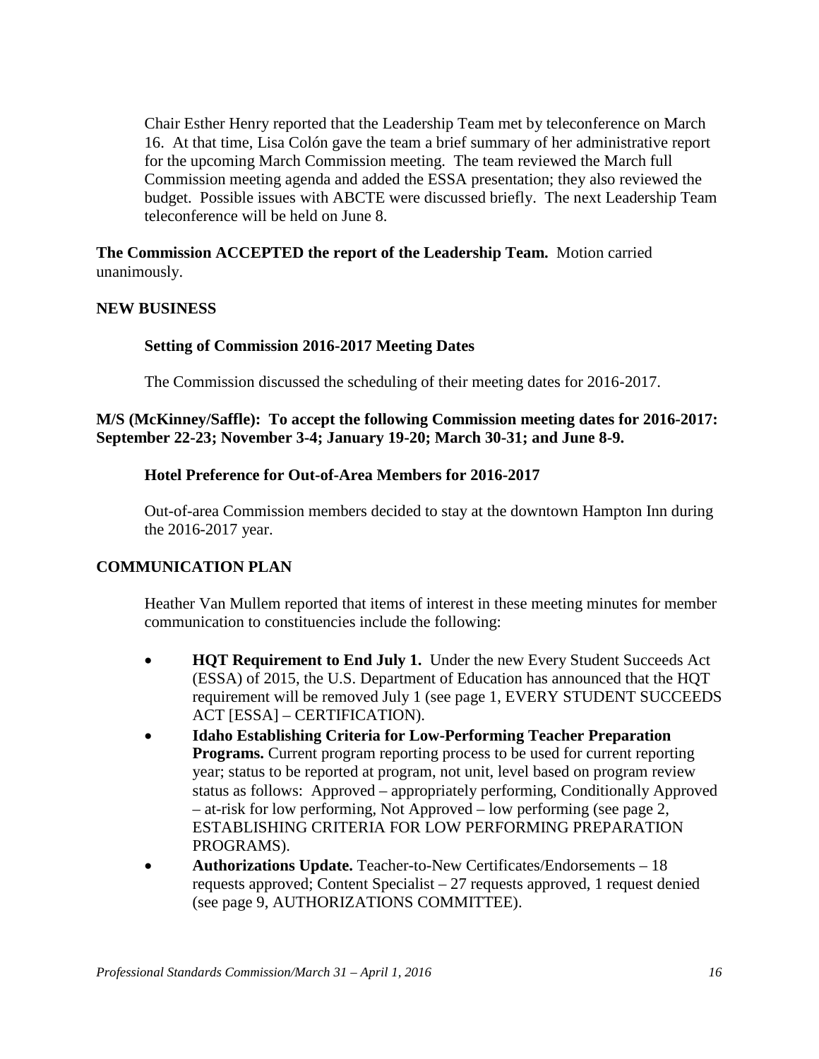Chair Esther Henry reported that the Leadership Team met by teleconference on March 16. At that time, Lisa Colón gave the team a brief summary of her administrative report for the upcoming March Commission meeting. The team reviewed the March full Commission meeting agenda and added the ESSA presentation; they also reviewed the budget. Possible issues with ABCTE were discussed briefly. The next Leadership Team teleconference will be held on June 8.

**The Commission ACCEPTED the report of the Leadership Team.** Motion carried unanimously.

## NEW BUSINESS

### Setting of Commission 2016-2017 Meeting Dates

The Commission discussed the scheduling of their meeting dates for 2016-2017.

**M/S (McKinney/Saffle): To accept the following Commission meeting dates for 2016-2017: September 22-23; November 3-4; January 19-20; March 30-31; and June 8-9.**

### Hotel Preference for Out-of-Area Members for 2016-2017

Out-of-area Commission members decided to stay at the downtown Hampton Inn during the 2016-2017 year.

## COMMUNICATION PLAN

Heather Van Mullem reported that items of interest in these meeting minutes for member communication to constituencies include the following:

- **HQT Requirement to End July 1.** Under the new Every Student Succeeds Act (ESSA) of 2015, the U.S. Department of Education has announced that the HQT requirement will be removed July 1 (see page 1, EVERY STUDENT SUCCEEDS ACT [ESSA] – CERTIFICATION).
- **Idaho Establishing Criteria for Low-Performing Teacher Preparation Programs.** Current program reporting process to be used for current reporting year; status to be reported at program, not unit, level based on program review status as follows: Approved – appropriately performing, Conditionally Approved – at-risk for low performing, Not Approved – low performing (see page 2, ESTABLISHING CRITERIA FOR LOW PERFORMING PREPARATION PROGRAMS).
- **Authorizations Update.** Teacher-to-New Certificates/Endorsements – 18 requests approved; Content Specialist – 27 requests approved, 1 request denied (see page 9, AUTHORIZATIONS COMMITTEE).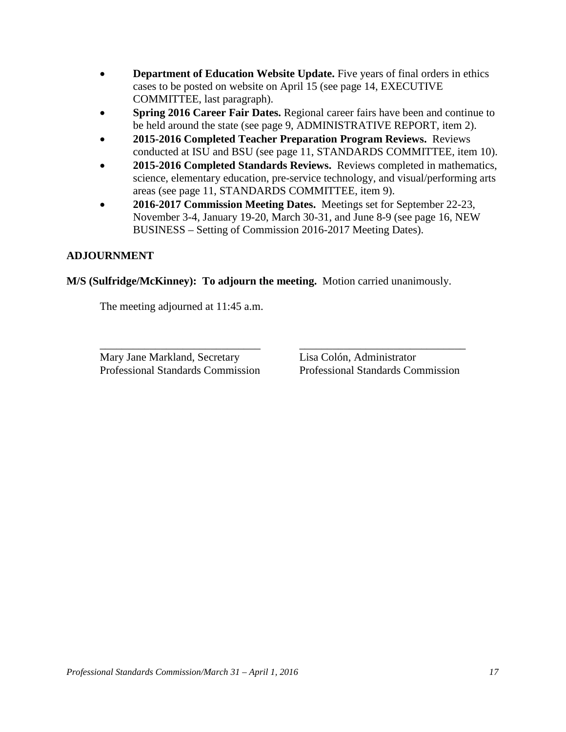- **Department of Education Website Update.** Five years of final orders in ethics cases to be posted on website on April 15 (see page 14, EXECUTIVE COMMITTEE, last paragraph).
- **Spring 2016 Career Fair Dates.** Regional career fairs have been and continue to be held around the state (see page 9, ADMINISTRATIVE REPORT, item 2).
- **2015-2016 Completed Teacher Preparation Program Reviews.** Reviews conducted at ISU and BSU (see page 11, STANDARDS COMMITTEE, item 10).
- **2015-2016 Completed Standards Reviews.** Reviews completed in mathematics, science, elementary education, pre-service technology, and visual/performing arts areas (see page 11, STANDARDS COMMITTEE, item 9).
- **2016-2017 Commission Meeting Dates.** Meetings set for September 22-23, November 3-4, January 19-20, March 30-31, and June 8-9 (see page 16, NEW BUSINESS – Setting of Commission 2016-2017 Meeting Dates).

**ADJOURNMENT**

**M/S (Sulfridge/McKinney): To adjourn the meeting.** Motion carried unanimously.

The meeting adjourned at 11:45 a.m.

| | |
|---|---|
| ____________________________ | ____________________________ |
| Mary Jane Markland, Secretary | Lisa Colón, Administrator |
| Professional Standards Commission | Professional Standards Commission |